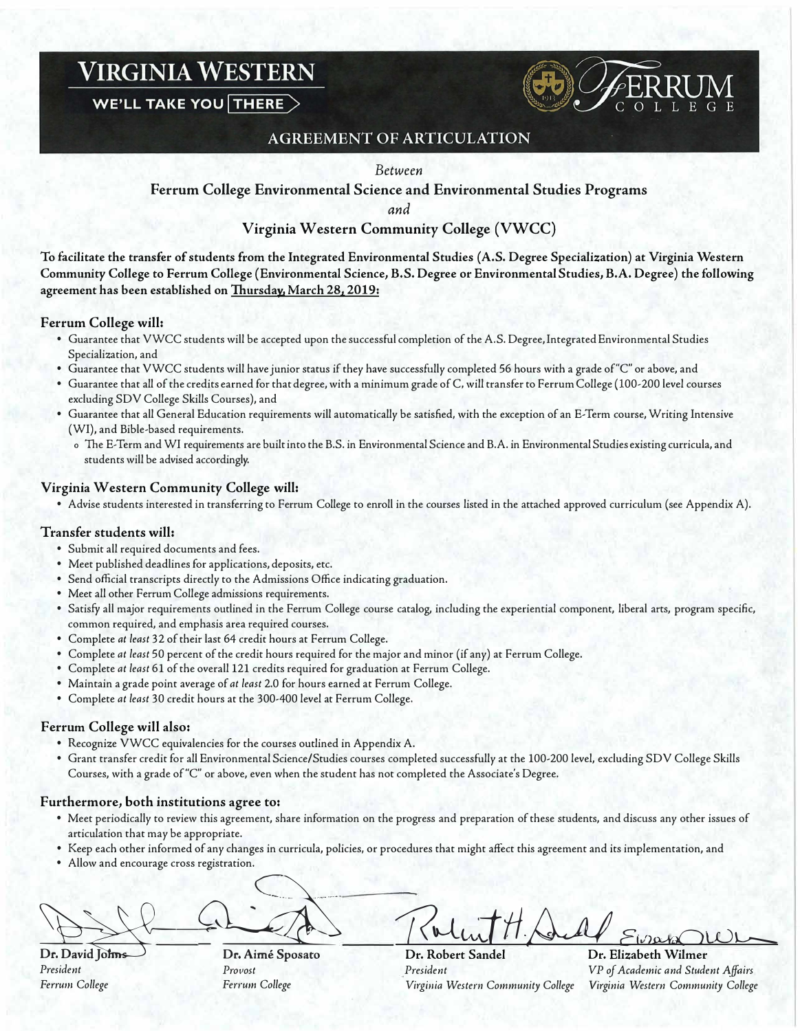VIRGINIA WESTERN

WE'LL TAKE YOU THERE

FERRUM COLLEGE

# AGREEMENT OF ARTICULATION

*Between*

**Ferrum College Environmental Science and Environmental Studies Programs**

*and*

**Virginia Western Community College (VWCC)**

**To facilitate the transfer of students from the Integrated Environmental Studies (A.S. Degree Specialization) at Virginia Western Community College to Ferrum College (Environmental Science, B.S. Degree or Environmental Studies, B.A. Degree) the following agreement has been established on Thursday, March 28, 2019:**

## Ferrum College will:

- Guarantee that VWCC students will be accepted upon the successful completion of the A.S. Degree, Integrated Environmental Studies Specialization, and
- Guarantee that VWCC students will have junior status if they have successfully completed 56 hours with a grade of "C" or above, and
- Guarantee that all of the credits earned for that degree, with a minimum grade of C, will transfer to Ferrum College (100-200 level courses excluding SDV College Skills Courses), and
- Guarantee that all General Education requirements will automatically be satisfied, with the exception of an E-Term course, Writing Intensive (WI), and Bible-based requirements.
  - The E-Term and WI requirements are built into the B.S. in Environmental Science and B.A. in Environmental Studies existing curricula, and students will be advised accordingly.

## Virginia Western Community College will:

- Advise students interested in transferring to Ferrum College to enroll in the courses listed in the attached approved curriculum (see Appendix A).

## Transfer students will:

- Submit all required documents and fees.
- Meet published deadlines for applications, deposits, etc.
- Send official transcripts directly to the Admissions Office indicating graduation.
- Meet all other Ferrum College admissions requirements.
- Satisfy all major requirements outlined in the Ferrum College course catalog, including the experiential component, liberal arts, program specific, common required, and emphasis area required courses.
- Complete *at least* 32 of their last 64 credit hours at Ferrum College.
- Complete *at least* 50 percent of the credit hours required for the major and minor (if any) at Ferrum College.
- Complete *at least* 61 of the overall 121 credits required for graduation at Ferrum College.
- Maintain a grade point average of *at least* 2.0 for hours earned at Ferrum College.
- Complete *at least* 30 credit hours at the 300-400 level at Ferrum College.

## Ferrum College will also:

- Recognize VWCC equivalencies for the courses outlined in Appendix A.
- Grant transfer credit for all Environmental Science/Studies courses completed successfully at the 100-200 level, excluding SDV College Skills Courses, with a grade of "C" or above, even when the student has not completed the Associate's Degree.

## Furthermore, both institutions agree to:

- Meet periodically to review this agreement, share information on the progress and preparation of these students, and discuss any other issues of articulation that may be appropriate.
- Keep each other informed of any changes in curricula, policies, or procedures that might affect this agreement and its implementation, and
- Allow and encourage cross registration.

| | | | |
|---|---|---|---|
| **Dr. David Johns** | **Dr. Aimé Sposato** | **Dr. Robert Sandel** | **Dr. Elizabeth Wilmer** |
| *President* | *Provost* | *President* | *VP of Academic and Student Affairs* |
| *Ferrum College* | *Ferrum College* | *Virginia Western Community College* | *Virginia Western Community College* |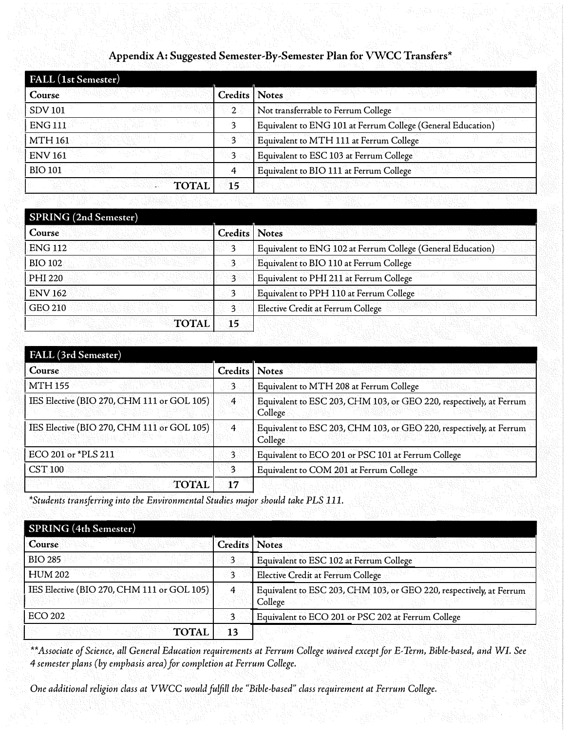## Appendix A: Suggested Semester-By-Semester Plan for VWCC Transfers*

| FALL (1st Semester) | | |
|---|---|---|
| **Course** | **Credits** | **Notes** |
| SDV 101 | 2 | Not transferrable to Ferrum College |
| ENG 111 | 3 | Equivalent to ENG 101 at Ferrum College (General Education) |
| MTH 161 | 3 | Equivalent to MTH 111 at Ferrum College |
| ENV 161 | 3 | Equivalent to ESC 103 at Ferrum College |
| BIO 101 | 4 | Equivalent to BIO 111 at Ferrum College |
| **TOTAL** | **15** | |

| SPRING (2nd Semester) | | |
|---|---|---|
| **Course** | **Credits** | **Notes** |
| ENG 112 | 3 | Equivalent to ENG 102 at Ferrum College (General Education) |
| BIO 102 | 3 | Equivalent to BIO 110 at Ferrum College |
| PHI 220 | 3 | Equivalent to PHI 211 at Ferrum College |
| ENV 162 | 3 | Equivalent to PPH 110 at Ferrum College |
| GEO 210 | 3 | Elective Credit at Ferrum College |
| **TOTAL** | **15** | |

| FALL (3rd Semester) | | |
|---|---|---|
| **Course** | **Credits** | **Notes** |
| MTH 155 | 3 | Equivalent to MTH 208 at Ferrum College |
| IES Elective (BIO 270, CHM 111 or GOL 105) | 4 | Equivalent to ESC 203, CHM 103, or GEO 220, respectively, at Ferrum College |
| IES Elective (BIO 270, CHM 111 or GOL 105) | 4 | Equivalent to ESC 203, CHM 103, or GEO 220, respectively, at Ferrum College |
| ECO 201 or *PLS 211 | 3 | Equivalent to ECO 201 or PSC 101 at Ferrum College |
| CST 100 | 3 | Equivalent to COM 201 at Ferrum College |
| **TOTAL** | **17** | |

*\*Students transferring into the Environmental Studies major should take PLS 111.*

| SPRING (4th Semester) | | |
|---|---|---|
| **Course** | **Credits** | **Notes** |
| BIO 285 | 3 | Equivalent to ESC 102 at Ferrum College |
| HUM 202 | 3 | Elective Credit at Ferrum College |
| IES Elective (BIO 270, CHM 111 or GOL 105) | 4 | Equivalent to ESC 203, CHM 103, or GEO 220, respectively, at Ferrum College |
| ECO 202 | 3 | Equivalent to ECO 201 or PSC 202 at Ferrum College |
| **TOTAL** | **13** | |

*\*\*Associate of Science, all General Education requirements at Ferrum College waived except for E-Term, Bible-based, and WI. See 4 semester plans (by emphasis area) for completion at Ferrum College.*

*One additional religion class at VWCC would fulfill the "Bible-based" class requirement at Ferrum College.*